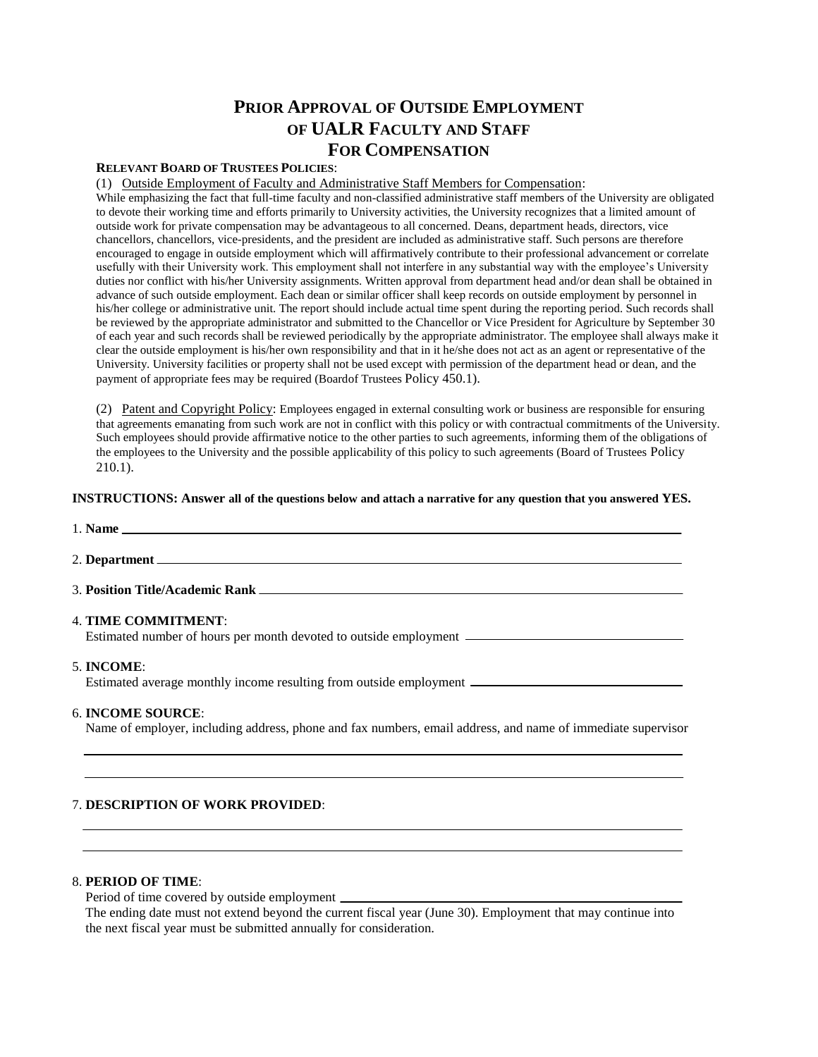# Prior Approval of Outside Employment of UALR Faculty and Staff For Compensation

**Relevant Board of Trustees Policies**:

(1) Outside Employment of Faculty and Administrative Staff Members for Compensation:
While emphasizing the fact that full-time faculty and non-classified administrative staff members of the University are obligated to devote their working time and efforts primarily to University activities, the University recognizes that a limited amount of outside work for private compensation may be advantageous to all concerned. Deans, department heads, directors, vice chancellors, chancellors, vice-presidents, and the president are included as administrative staff. Such persons are therefore encouraged to engage in outside employment which will affirmatively contribute to their professional advancement or correlate usefully with their University work. This employment shall not interfere in any substantial way with the employee's University duties nor conflict with his/her University assignments. Written approval from department head and/or dean shall be obtained in advance of such outside employment. Each dean or similar officer shall keep records on outside employment by personnel in his/her college or administrative unit. The report should include actual time spent during the reporting period. Such records shall be reviewed by the appropriate administrator and submitted to the Chancellor or Vice President for Agriculture by September 30 of each year and such records shall be reviewed periodically by the appropriate administrator. The employee shall always make it clear the outside employment is his/her own responsibility and that in it he/she does not act as an agent or representative of the University. University facilities or property shall not be used except with permission of the department head or dean, and the payment of appropriate fees may be required (Boardof Trustees Policy 450.1).

(2) Patent and Copyright Policy: Employees engaged in external consulting work or business are responsible for ensuring that agreements emanating from such work are not in conflict with this policy or with contractual commitments of the University. Such employees should provide affirmative notice to the other parties to such agreements, informing them of the obligations of the employees to the University and the possible applicability of this policy to such agreements (Board of Trustees Policy 210.1).

**INSTRUCTIONS: Answer all of the questions below and attach a narrative for any question that you answered YES.**

1. **Name** \_\_\_\_\_\_\_\_\_\_\_\_\_\_\_\_\_\_\_\_\_\_\_\_\_\_\_\_\_\_\_\_

2. **Department** \_\_\_\_\_\_\_\_\_\_\_\_\_\_\_\_\_\_\_\_\_\_\_\_\_\_\_\_\_\_\_\_

3. **Position Title/Academic Rank** \_\_\_\_\_\_\_\_\_\_\_\_\_\_\_\_\_\_\_\_\_\_\_\_\_\_\_\_\_\_\_\_

4. **TIME COMMITMENT**:
   Estimated number of hours per month devoted to outside employment \_\_\_\_\_\_\_\_\_\_\_\_\_\_\_\_\_\_\_\_

5. **INCOME**:
   Estimated average monthly income resulting from outside employment \_\_\_\_\_\_\_\_\_\_\_\_\_\_\_\_\_\_\_\_

6. **INCOME SOURCE**:
   Name of employer, including address, phone and fax numbers, email address, and name of immediate supervisor

   \_\_\_\_\_\_\_\_\_\_\_\_\_\_\_\_\_\_\_\_\_\_\_\_\_\_\_\_\_\_\_\_\_\_\_\_\_\_\_\_

   \_\_\_\_\_\_\_\_\_\_\_\_\_\_\_\_\_\_\_\_\_\_\_\_\_\_\_\_\_\_\_\_\_\_\_\_\_\_\_\_

7. **DESCRIPTION OF WORK PROVIDED**:

   \_\_\_\_\_\_\_\_\_\_\_\_\_\_\_\_\_\_\_\_\_\_\_\_\_\_\_\_\_\_\_\_\_\_\_\_\_\_\_\_

   \_\_\_\_\_\_\_\_\_\_\_\_\_\_\_\_\_\_\_\_\_\_\_\_\_\_\_\_\_\_\_\_\_\_\_\_\_\_\_\_

8. **PERIOD OF TIME**:
   Period of time covered by outside employment \_\_\_\_\_\_\_\_\_\_\_\_\_\_\_\_\_\_\_\_\_\_\_\_\_\_\_\_\_\_
   The ending date must not extend beyond the current fiscal year (June 30). Employment that may continue into the next fiscal year must be submitted annually for consideration.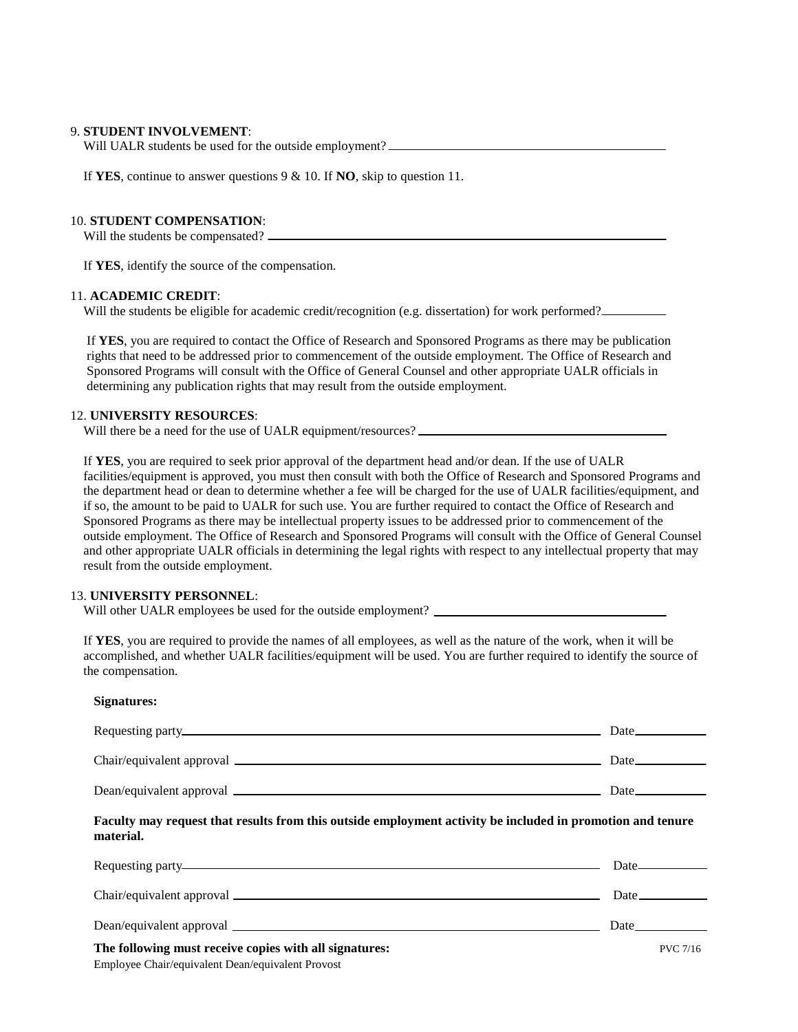9. **STUDENT INVOLVEMENT**:
Will UALR students be used for the outside employment? ______________________

If **YES**, continue to answer questions 9 & 10. If **NO**, skip to question 11.

10. **STUDENT COMPENSATION**:
Will the students be compensated? ______________________

If **YES**, identify the source of the compensation.

11. **ACADEMIC CREDIT**:
Will the students be eligible for academic credit/recognition (e.g. dissertation) for work performed? __________

If **YES**, you are required to contact the Office of Research and Sponsored Programs as there may be publication rights that need to be addressed prior to commencement of the outside employment. The Office of Research and Sponsored Programs will consult with the Office of General Counsel and other appropriate UALR officials in determining any publication rights that may result from the outside employment.

12. **UNIVERSITY RESOURCES**:
Will there be a need for the use of UALR equipment/resources? ______________________

If **YES**, you are required to seek prior approval of the department head and/or dean. If the use of UALR facilities/equipment is approved, you must then consult with both the Office of Research and Sponsored Programs and the department head or dean to determine whether a fee will be charged for the use of UALR facilities/equipment, and if so, the amount to be paid to UALR for such use. You are further required to contact the Office of Research and Sponsored Programs as there may be intellectual property issues to be addressed prior to commencement of the outside employment. The Office of Research and Sponsored Programs will consult with the Office of General Counsel and other appropriate UALR officials in determining the legal rights with respect to any intellectual property that may result from the outside employment.

13. **UNIVERSITY PERSONNEL**:
Will other UALR employees be used for the outside employment? ______________________

If **YES**, you are required to provide the names of all employees, as well as the nature of the work, when it will be accomplished, and whether UALR facilities/equipment will be used. You are further required to identify the source of the compensation.

**Signatures:**

Requesting party ______________________ Date __________

Chair/equivalent approval ______________________ Date __________

Dean/equivalent approval ______________________ Date __________

**Faculty may request that results from this outside employment activity be included in promotion and tenure material.**

Requesting party ______________________ Date __________

Chair/equivalent approval ______________________ Date __________

Dean/equivalent approval ______________________ Date __________

**The following must receive copies with all signatures:**
Employee Chair/equivalent Dean/equivalent Provost

PVC 7/16